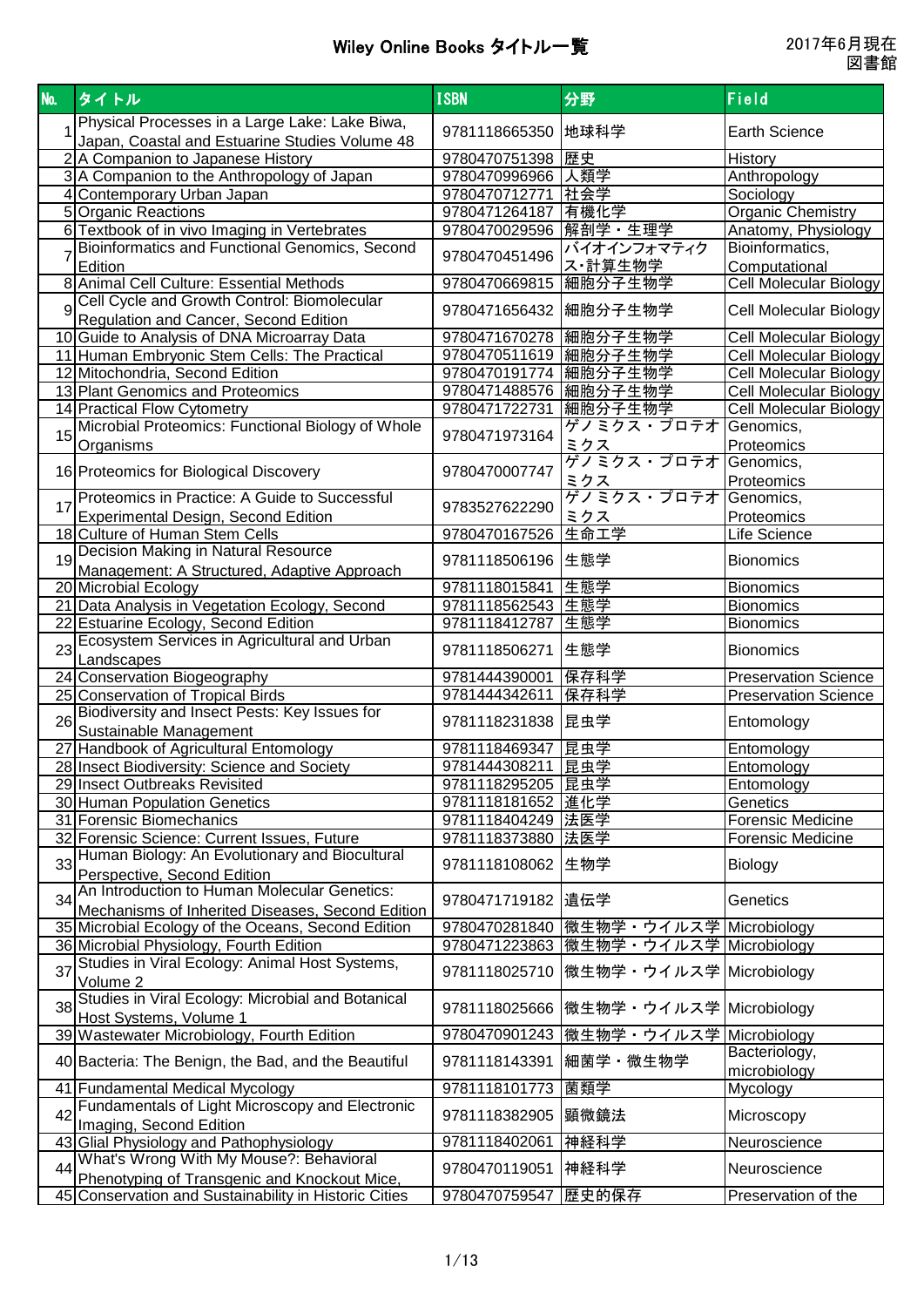# Wiley Online Books タイトル一覧

2017年6月現在
図書館

| No. | タイトル | ISBN | 分野 | Field |
|---|---|---|---|---|
| 1 | Physical Processes in a Large Lake: Lake Biwa, Japan, Coastal and Estuarine Studies Volume 48 | 9781118665350 | 地球科学 | Earth Science |
| 2 | A Companion to Japanese History | 9780470751398 | 歴史 | History |
| 3 | A Companion to the Anthropology of Japan | 9780470996966 | 人類学 | Anthropology |
| 4 | Contemporary Urban Japan | 9780470712771 | 社会学 | Sociology |
| 5 | Organic Reactions | 9780471264187 | 有機化学 | Organic Chemistry |
| 6 | Textbook of in vivo Imaging in Vertebrates | 9780470029596 | 解剖学・生理学 | Anatomy, Physiology |
| 7 | Bioinformatics and Functional Genomics, Second Edition | 9780470451496 | バイオインフォマティクス･計算生物学 | Bioinformatics, Computational |
| 8 | Animal Cell Culture: Essential Methods | 9780470669815 | 細胞分子生物学 | Cell Molecular Biology |
| 9 | Cell Cycle and Growth Control: Biomolecular Regulation and Cancer, Second Edition | 9780471656432 | 細胞分子生物学 | Cell Molecular Biology |
| 10 | Guide to Analysis of DNA Microarray Data | 9780471670278 | 細胞分子生物学 | Cell Molecular Biology |
| 11 | Human Embryonic Stem Cells: The Practical | 9780470511619 | 細胞分子生物学 | Cell Molecular Biology |
| 12 | Mitochondria, Second Edition | 9780470191774 | 細胞分子生物学 | Cell Molecular Biology |
| 13 | Plant Genomics and Proteomics | 9780471488576 | 細胞分子生物学 | Cell Molecular Biology |
| 14 | Practical Flow Cytometry | 9780471722731 | 細胞分子生物学 | Cell Molecular Biology |
| 15 | Microbial Proteomics: Functional Biology of Whole Organisms | 9780471973164 | ゲノミクス・プロテオミクス | Genomics, Proteomics |
| 16 | Proteomics for Biological Discovery | 9780470007747 | ゲノミクス・プロテオミクス | Genomics, Proteomics |
| 17 | Proteomics in Practice: A Guide to Successful Experimental Design, Second Edition | 9783527622290 | ゲノミクス・プロテオミクス | Genomics, Proteomics |
| 18 | Culture of Human Stem Cells | 9780470167526 | 生命工学 | Life Science |
| 19 | Decision Making in Natural Resource Management: A Structured, Adaptive Approach | 9781118506196 | 生態学 | Bionomics |
| 20 | Microbial Ecology | 9781118015841 | 生態学 | Bionomics |
| 21 | Data Analysis in Vegetation Ecology, Second | 9781118562543 | 生態学 | Bionomics |
| 22 | Estuarine Ecology, Second Edition | 9781118412787 | 生態学 | Bionomics |
| 23 | Ecosystem Services in Agricultural and Urban Landscapes | 9781118506271 | 生態学 | Bionomics |
| 24 | Conservation Biogeography | 9781444390001 | 保存科学 | Preservation Science |
| 25 | Conservation of Tropical Birds | 9781444342611 | 保存科学 | Preservation Science |
| 26 | Biodiversity and Insect Pests: Key Issues for Sustainable Management | 9781118231838 | 昆虫学 | Entomology |
| 27 | Handbook of Agricultural Entomology | 9781118469347 | 昆虫学 | Entomology |
| 28 | Insect Biodiversity: Science and Society | 9781444308211 | 昆虫学 | Entomology |
| 29 | Insect Outbreaks Revisited | 9781118295205 | 昆虫学 | Entomology |
| 30 | Human Population Genetics | 9781118181652 | 進化学 | Genetics |
| 31 | Forensic Biomechanics | 9781118404249 | 法医学 | Forensic Medicine |
| 32 | Forensic Science: Current Issues, Future | 9781118373880 | 法医学 | Forensic Medicine |
| 33 | Human Biology: An Evolutionary and Biocultural Perspective, Second Edition | 9781118108062 | 生物学 | Biology |
| 34 | An Introduction to Human Molecular Genetics: Mechanisms of Inherited Diseases, Second Edition | 9780471719182 | 遺伝学 | Genetics |
| 35 | Microbial Ecology of the Oceans, Second Edition | 9780470281840 | 微生物学・ウイルス学 | Microbiology |
| 36 | Microbial Physiology, Fourth Edition | 9780471223863 | 微生物学・ウイルス学 | Microbiology |
| 37 | Studies in Viral Ecology: Animal Host Systems, Volume 2 | 9781118025710 | 微生物学・ウイルス学 | Microbiology |
| 38 | Studies in Viral Ecology: Microbial and Botanical Host Systems, Volume 1 | 9781118025666 | 微生物学・ウイルス学 | Microbiology |
| 39 | Wastewater Microbiology, Fourth Edition | 9780470901243 | 微生物学・ウイルス学 | Microbiology |
| 40 | Bacteria: The Benign, the Bad, and the Beautiful | 9781118143391 | 細菌学・微生物学 | Bacteriology, microbiology |
| 41 | Fundamental Medical Mycology | 9781118101773 | 菌類学 | Mycology |
| 42 | Fundamentals of Light Microscopy and Electronic Imaging, Second Edition | 9781118382905 | 顕微鏡法 | Microscopy |
| 43 | Glial Physiology and Pathophysiology | 9781118402061 | 神経科学 | Neuroscience |
| 44 | What's Wrong With My Mouse?: Behavioral Phenotyping of Transgenic and Knockout Mice, | 9780470119051 | 神経科学 | Neuroscience |
| 45 | Conservation and Sustainability in Historic Cities | 9780470759547 | 歴史的保存 | Preservation of the |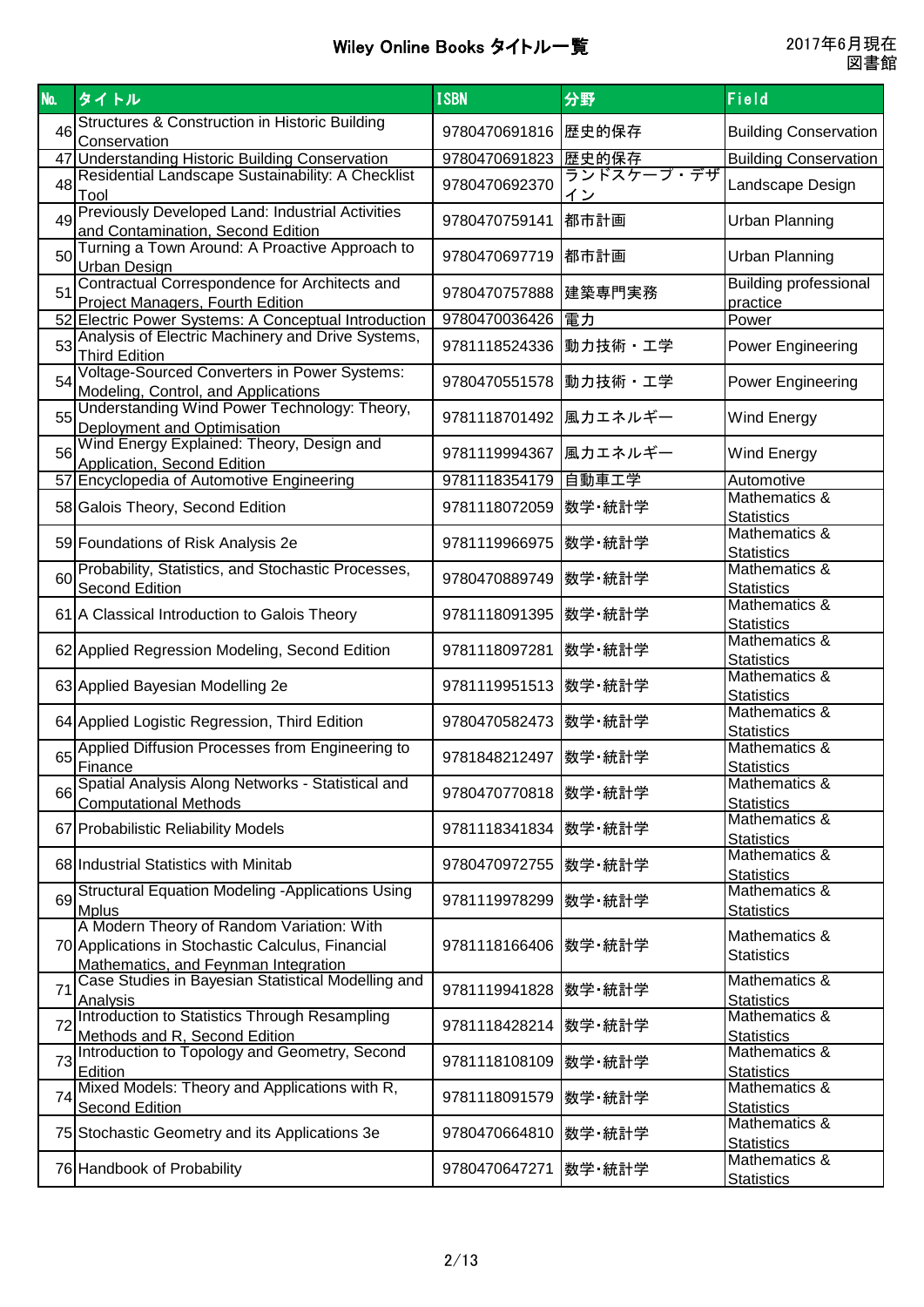# Wiley Online Books タイトル一覧

2017年6月現在
図書館

| No. | タイトル | ISBN | 分野 | Field |
|---|---|---|---|---|
| 46 | Structures & Construction in Historic Building Conservation | 9780470691816 | 歴史的保存 | Building Conservation |
| 47 | Understanding Historic Building Conservation | 9780470691823 | 歴史的保存 | Building Conservation |
| 48 | Residential Landscape Sustainability: A Checklist Tool | 9780470692370 | ランドスケープ・デザイン | Landscape Design |
| 49 | Previously Developed Land: Industrial Activities and Contamination, Second Edition | 9780470759141 | 都市計画 | Urban Planning |
| 50 | Turning a Town Around: A Proactive Approach to Urban Design | 9780470697719 | 都市計画 | Urban Planning |
| 51 | Contractual Correspondence for Architects and Project Managers, Fourth Edition | 9780470757888 | 建築専門実務 | Building professional practice |
| 52 | Electric Power Systems: A Conceptual Introduction | 9780470036426 | 電力 | Power |
| 53 | Analysis of Electric Machinery and Drive Systems, Third Edition | 9781118524336 | 動力技術・工学 | Power Engineering |
| 54 | Voltage-Sourced Converters in Power Systems: Modeling, Control, and Applications | 9780470551578 | 動力技術・工学 | Power Engineering |
| 55 | Understanding Wind Power Technology: Theory, Deployment and Optimisation | 9781118701492 | 風力エネルギー | Wind Energy |
| 56 | Wind Energy Explained: Theory, Design and Application, Second Edition | 9781119994367 | 風力エネルギー | Wind Energy |
| 57 | Encyclopedia of Automotive Engineering | 9781118354179 | 自動車工学 | Automotive |
| 58 | Galois Theory, Second Edition | 9781118072059 | 数学･統計学 | Mathematics & Statistics |
| 59 | Foundations of Risk Analysis 2e | 9781119966975 | 数学･統計学 | Mathematics & Statistics |
| 60 | Probability, Statistics, and Stochastic Processes, Second Edition | 9780470889749 | 数学･統計学 | Mathematics & Statistics |
| 61 | A Classical Introduction to Galois Theory | 9781118091395 | 数学･統計学 | Mathematics & Statistics |
| 62 | Applied Regression Modeling, Second Edition | 9781118097281 | 数学･統計学 | Mathematics & Statistics |
| 63 | Applied Bayesian Modelling 2e | 9781119951513 | 数学･統計学 | Mathematics & Statistics |
| 64 | Applied Logistic Regression, Third Edition | 9780470582473 | 数学･統計学 | Mathematics & Statistics |
| 65 | Applied Diffusion Processes from Engineering to Finance | 9781848212497 | 数学･統計学 | Mathematics & Statistics |
| 66 | Spatial Analysis Along Networks - Statistical and Computational Methods | 9780470770818 | 数学･統計学 | Mathematics & Statistics |
| 67 | Probabilistic Reliability Models | 9781118341834 | 数学･統計学 | Mathematics & Statistics |
| 68 | Industrial Statistics with Minitab | 9780470972755 | 数学･統計学 | Mathematics & Statistics |
| 69 | Structural Equation Modeling -Applications Using Mplus | 9781119978299 | 数学･統計学 | Mathematics & Statistics |
| 70 | A Modern Theory of Random Variation: With Applications in Stochastic Calculus, Financial Mathematics, and Feynman Integration | 9781118166406 | 数学･統計学 | Mathematics & Statistics |
| 71 | Case Studies in Bayesian Statistical Modelling and Analysis | 9781119941828 | 数学･統計学 | Mathematics & Statistics |
| 72 | Introduction to Statistics Through Resampling Methods and R, Second Edition | 9781118428214 | 数学･統計学 | Mathematics & Statistics |
| 73 | Introduction to Topology and Geometry, Second Edition | 9781118108109 | 数学･統計学 | Mathematics & Statistics |
| 74 | Mixed Models: Theory and Applications with R, Second Edition | 9781118091579 | 数学･統計学 | Mathematics & Statistics |
| 75 | Stochastic Geometry and its Applications 3e | 9780470664810 | 数学･統計学 | Mathematics & Statistics |
| 76 | Handbook of Probability | 9780470647271 | 数学･統計学 | Mathematics & Statistics |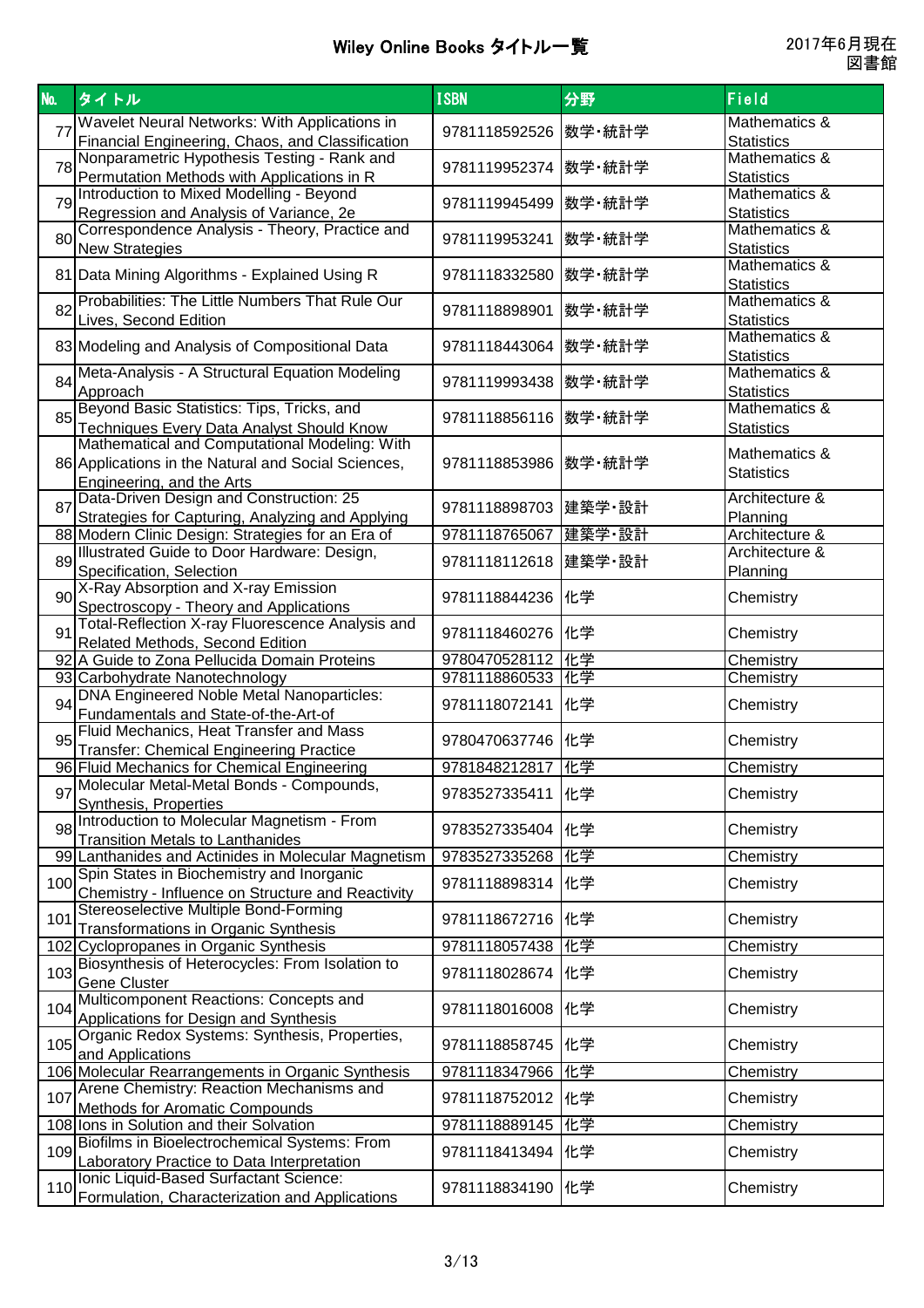# Wiley Online Books タイトル一覧

2017年6月現在
図書館

| No. | タイトル | ISBN | 分野 | Field |
|---|---|---|---|---|
| 77 | Wavelet Neural Networks: With Applications in Financial Engineering, Chaos, and Classification | 9781118592526 | 数学･統計学 | Mathematics & Statistics |
| 78 | Nonparametric Hypothesis Testing - Rank and Permutation Methods with Applications in R | 9781119952374 | 数学･統計学 | Mathematics & Statistics |
| 79 | Introduction to Mixed Modelling - Beyond Regression and Analysis of Variance, 2e | 9781119945499 | 数学･統計学 | Mathematics & Statistics |
| 80 | Correspondence Analysis - Theory, Practice and New Strategies | 9781119953241 | 数学･統計学 | Mathematics & Statistics |
| 81 | Data Mining Algorithms - Explained Using R | 9781118332580 | 数学･統計学 | Mathematics & Statistics |
| 82 | Probabilities: The Little Numbers That Rule Our Lives, Second Edition | 9781118898901 | 数学･統計学 | Mathematics & Statistics |
| 83 | Modeling and Analysis of Compositional Data | 9781118443064 | 数学･統計学 | Mathematics & Statistics |
| 84 | Meta-Analysis - A Structural Equation Modeling Approach | 9781119993438 | 数学･統計学 | Mathematics & Statistics |
| 85 | Beyond Basic Statistics: Tips, Tricks, and Techniques Every Data Analyst Should Know | 9781118856116 | 数学･統計学 | Mathematics & Statistics |
| 86 | Mathematical and Computational Modeling: With Applications in the Natural and Social Sciences, Engineering, and the Arts | 9781118853986 | 数学･統計学 | Mathematics & Statistics |
| 87 | Data-Driven Design and Construction: 25 Strategies for Capturing, Analyzing and Applying | 9781118898703 | 建築学･設計 | Architecture & Planning |
| 88 | Modern Clinic Design: Strategies for an Era of | 9781118765067 | 建築学･設計 | Architecture & |
| 89 | Illustrated Guide to Door Hardware: Design, Specification, Selection | 9781118112618 | 建築学･設計 | Architecture & Planning |
| 90 | X-Ray Absorption and X-ray Emission Spectroscopy - Theory and Applications | 9781118844236 | 化学 | Chemistry |
| 91 | Total-Reflection X-ray Fluorescence Analysis and Related Methods, Second Edition | 9781118460276 | 化学 | Chemistry |
| 92 | A Guide to Zona Pellucida Domain Proteins | 9780470528112 | 化学 | Chemistry |
| 93 | Carbohydrate Nanotechnology | 9781118860533 | 化学 | Chemistry |
| 94 | DNA Engineered Noble Metal Nanoparticles: Fundamentals and State-of-the-Art of | 9781118072141 | 化学 | Chemistry |
| 95 | Fluid Mechanics, Heat Transfer and Mass Transfer: Chemical Engineering Practice | 9780470637746 | 化学 | Chemistry |
| 96 | Fluid Mechanics for Chemical Engineering | 9781848212817 | 化学 | Chemistry |
| 97 | Molecular Metal-Metal Bonds - Compounds, Synthesis, Properties | 9783527335411 | 化学 | Chemistry |
| 98 | Introduction to Molecular Magnetism - From Transition Metals to Lanthanides | 9783527335404 | 化学 | Chemistry |
| 99 | Lanthanides and Actinides in Molecular Magnetism | 9783527335268 | 化学 | Chemistry |
| 100 | Spin States in Biochemistry and Inorganic Chemistry - Influence on Structure and Reactivity | 9781118898314 | 化学 | Chemistry |
| 101 | Stereoselective Multiple Bond-Forming Transformations in Organic Synthesis | 9781118672716 | 化学 | Chemistry |
| 102 | Cyclopropanes in Organic Synthesis | 9781118057438 | 化学 | Chemistry |
| 103 | Biosynthesis of Heterocycles: From Isolation to Gene Cluster | 9781118028674 | 化学 | Chemistry |
| 104 | Multicomponent Reactions: Concepts and Applications for Design and Synthesis | 9781118016008 | 化学 | Chemistry |
| 105 | Organic Redox Systems: Synthesis, Properties, and Applications | 9781118858745 | 化学 | Chemistry |
| 106 | Molecular Rearrangements in Organic Synthesis | 9781118347966 | 化学 | Chemistry |
| 107 | Arene Chemistry: Reaction Mechanisms and Methods for Aromatic Compounds | 9781118752012 | 化学 | Chemistry |
| 108 | Ions in Solution and their Solvation | 9781118889145 | 化学 | Chemistry |
| 109 | Biofilms in Bioelectrochemical Systems: From Laboratory Practice to Data Interpretation | 9781118413494 | 化学 | Chemistry |
| 110 | Ionic Liquid-Based Surfactant Science: Formulation, Characterization and Applications | 9781118834190 | 化学 | Chemistry |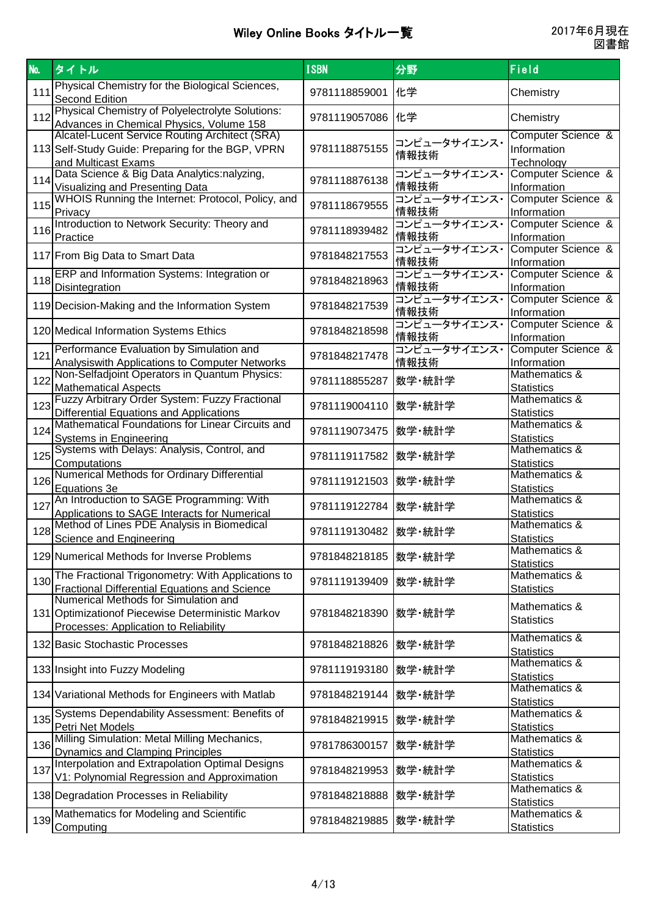# Wiley Online Books タイトル一覧

2017年6月現在
図書館

| No. | タイトル | ISBN | 分野 | Field |
|---|---|---|---|---|
| 111 | Physical Chemistry for the Biological Sciences, Second Edition | 9781118859001 | 化学 | Chemistry |
| 112 | Physical Chemistry of Polyelectrolyte Solutions: Advances in Chemical Physics, Volume 158 | 9781119057086 | 化学 | Chemistry |
| 113 | Alcatel-Lucent Service Routing Architect (SRA) Self-Study Guide: Preparing for the BGP, VPRN and Multicast Exams | 9781118875155 | コンピュータサイエンス・情報技術 | Computer Science & Information Technology |
| 114 | Data Science & Big Data Analytics:nalyzing, Visualizing and Presenting Data | 9781118876138 | コンピュータサイエンス・情報技術 | Computer Science & Information |
| 115 | WHOIS Running the Internet: Protocol, Policy, and Privacy | 9781118679555 | コンピュータサイエンス・情報技術 | Computer Science & Information |
| 116 | Introduction to Network Security: Theory and Practice | 9781118939482 | コンピュータサイエンス・情報技術 | Computer Science & Information |
| 117 | From Big Data to Smart Data | 9781848217553 | コンピュータサイエンス・情報技術 | Computer Science & Information |
| 118 | ERP and Information Systems: Integration or Disintegration | 9781848218963 | コンピュータサイエンス・情報技術 | Computer Science & Information |
| 119 | Decision-Making and the Information System | 9781848217539 | コンピュータサイエンス・情報技術 | Computer Science & Information |
| 120 | Medical Information Systems Ethics | 9781848218598 | コンピュータサイエンス・情報技術 | Computer Science & Information |
| 121 | Performance Evaluation by Simulation and Analysiswith Applications to Computer Networks | 9781848217478 | コンピュータサイエンス・情報技術 | Computer Science & Information |
| 122 | Non-Selfadjoint Operators in Quantum Physics: Mathematical Aspects | 9781118855287 | 数学・統計学 | Mathematics & Statistics |
| 123 | Fuzzy Arbitrary Order System: Fuzzy Fractional Differential Equations and Applications | 9781119004110 | 数学・統計学 | Mathematics & Statistics |
| 124 | Mathematical Foundations for Linear Circuits and Systems in Engineering | 9781119073475 | 数学・統計学 | Mathematics & Statistics |
| 125 | Systems with Delays: Analysis, Control, and Computations | 9781119117582 | 数学・統計学 | Mathematics & Statistics |
| 126 | Numerical Methods for Ordinary Differential Equations 3e | 9781119121503 | 数学・統計学 | Mathematics & Statistics |
| 127 | An Introduction to SAGE Programming: With Applications to SAGE Interacts for Numerical | 9781119122784 | 数学・統計学 | Mathematics & Statistics |
| 128 | Method of Lines PDE Analysis in Biomedical Science and Engineering | 9781119130482 | 数学・統計学 | Mathematics & Statistics |
| 129 | Numerical Methods for Inverse Problems | 9781848218185 | 数学・統計学 | Mathematics & Statistics |
| 130 | The Fractional Trigonometry: With Applications to Fractional Differential Equations and Science | 9781119139409 | 数学・統計学 | Mathematics & Statistics |
| 131 | Numerical Methods for Simulation and Optimizationof Piecewise Deterministic Markov Processes: Application to Reliability | 9781848218390 | 数学・統計学 | Mathematics & Statistics |
| 132 | Basic Stochastic Processes | 9781848218826 | 数学・統計学 | Mathematics & Statistics |
| 133 | Insight into Fuzzy Modeling | 9781119193180 | 数学・統計学 | Mathematics & Statistics |
| 134 | Variational Methods for Engineers with Matlab | 9781848219144 | 数学・統計学 | Mathematics & Statistics |
| 135 | Systems Dependability Assessment: Benefits of Petri Net Models | 9781848219915 | 数学・統計学 | Mathematics & Statistics |
| 136 | Milling Simulation: Metal Milling Mechanics, Dynamics and Clamping Principles | 9781786300157 | 数学・統計学 | Mathematics & Statistics |
| 137 | Interpolation and Extrapolation Optimal Designs V1: Polynomial Regression and Approximation | 9781848219953 | 数学・統計学 | Mathematics & Statistics |
| 138 | Degradation Processes in Reliability | 9781848218888 | 数学・統計学 | Mathematics & Statistics |
| 139 | Mathematics for Modeling and Scientific Computing | 9781848219885 | 数学・統計学 | Mathematics & Statistics |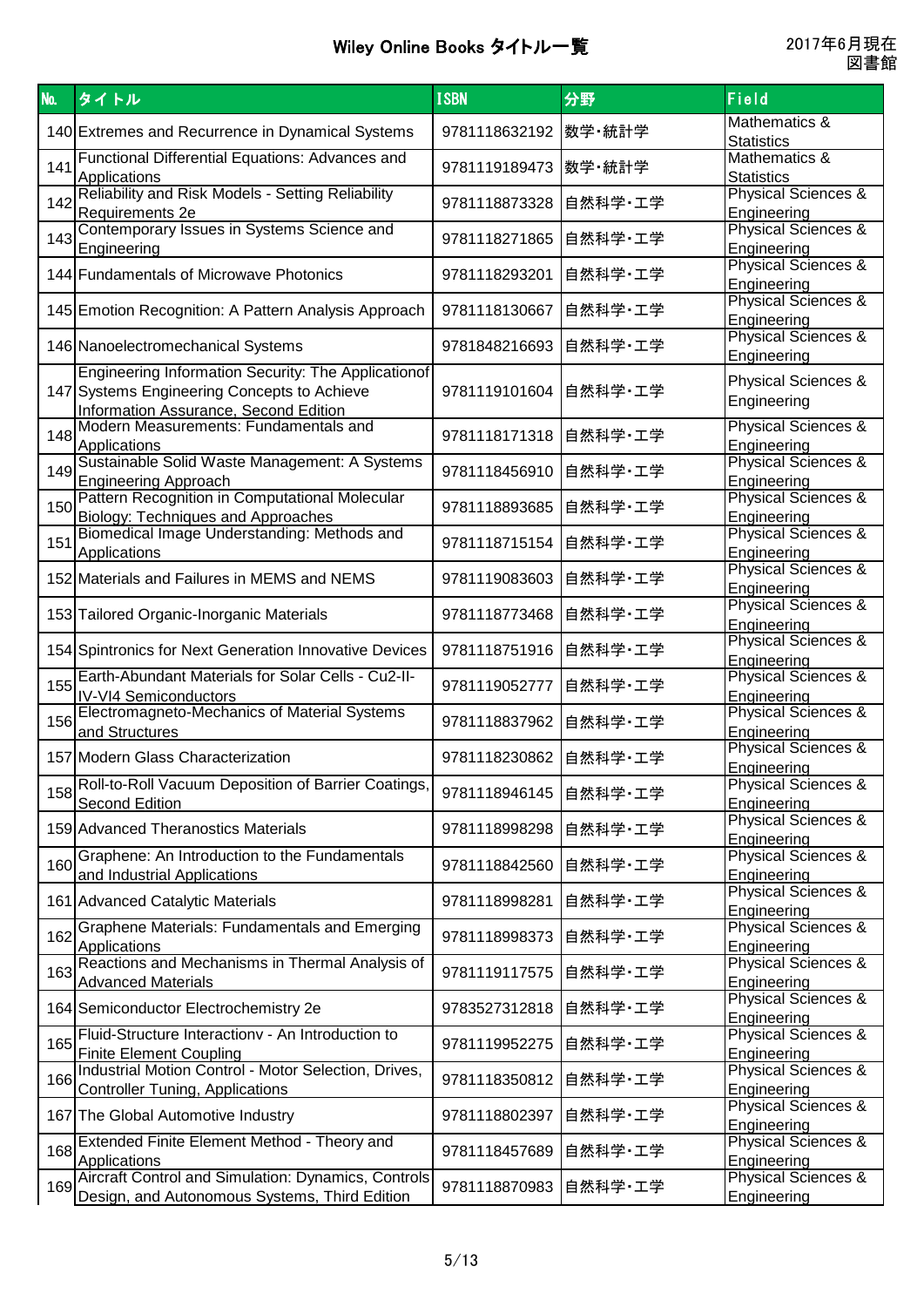# Wiley Online Books タイトル一覧

2017年6月現在
図書館

| No. | タイトル | ISBN | 分野 | Field |
|---|---|---|---|---|
| 140 | Extremes and Recurrence in Dynamical Systems | 9781118632192 | 数学･統計学 | Mathematics & Statistics |
| 141 | Functional Differential Equations: Advances and Applications | 9781119189473 | 数学･統計学 | Mathematics & Statistics |
| 142 | Reliability and Risk Models - Setting Reliability Requirements 2e | 9781118873328 | 自然科学･工学 | Physical Sciences & Engineering |
| 143 | Contemporary Issues in Systems Science and Engineering | 9781118271865 | 自然科学･工学 | Physical Sciences & Engineering |
| 144 | Fundamentals of Microwave Photonics | 9781118293201 | 自然科学･工学 | Physical Sciences & Engineering |
| 145 | Emotion Recognition: A Pattern Analysis Approach | 9781118130667 | 自然科学･工学 | Physical Sciences & Engineering |
| 146 | Nanoelectromechanical Systems | 9781848216693 | 自然科学･工学 | Physical Sciences & Engineering |
| 147 | Engineering Information Security: The Applicationof Systems Engineering Concepts to Achieve Information Assurance, Second Edition | 9781119101604 | 自然科学･工学 | Physical Sciences & Engineering |
| 148 | Modern Measurements: Fundamentals and Applications | 9781118171318 | 自然科学･工学 | Physical Sciences & Engineering |
| 149 | Sustainable Solid Waste Management: A Systems Engineering Approach | 9781118456910 | 自然科学･工学 | Physical Sciences & Engineering |
| 150 | Pattern Recognition in Computational Molecular Biology: Techniques and Approaches | 9781118893685 | 自然科学･工学 | Physical Sciences & Engineering |
| 151 | Biomedical Image Understanding: Methods and Applications | 9781118715154 | 自然科学･工学 | Physical Sciences & Engineering |
| 152 | Materials and Failures in MEMS and NEMS | 9781119083603 | 自然科学･工学 | Physical Sciences & Engineering |
| 153 | Tailored Organic-Inorganic Materials | 9781118773468 | 自然科学･工学 | Physical Sciences & Engineering |
| 154 | Spintronics for Next Generation Innovative Devices | 9781118751916 | 自然科学･工学 | Physical Sciences & Engineering |
| 155 | Earth-Abundant Materials for Solar Cells - Cu2-II-IV-VI4 Semiconductors | 9781119052777 | 自然科学･工学 | Physical Sciences & Engineering |
| 156 | Electromagneto-Mechanics of Material Systems and Structures | 9781118837962 | 自然科学･工学 | Physical Sciences & Engineering |
| 157 | Modern Glass Characterization | 9781118230862 | 自然科学･工学 | Physical Sciences & Engineering |
| 158 | Roll-to-Roll Vacuum Deposition of Barrier Coatings, Second Edition | 9781118946145 | 自然科学･工学 | Physical Sciences & Engineering |
| 159 | Advanced Theranostics Materials | 9781118998298 | 自然科学･工学 | Physical Sciences & Engineering |
| 160 | Graphene: An Introduction to the Fundamentals and Industrial Applications | 9781118842560 | 自然科学･工学 | Physical Sciences & Engineering |
| 161 | Advanced Catalytic Materials | 9781118998281 | 自然科学･工学 | Physical Sciences & Engineering |
| 162 | Graphene Materials: Fundamentals and Emerging Applications | 9781118998373 | 自然科学･工学 | Physical Sciences & Engineering |
| 163 | Reactions and Mechanisms in Thermal Analysis of Advanced Materials | 9781119117575 | 自然科学･工学 | Physical Sciences & Engineering |
| 164 | Semiconductor Electrochemistry 2e | 9783527312818 | 自然科学･工学 | Physical Sciences & Engineering |
| 165 | Fluid-Structure Interactionv - An Introduction to Finite Element Coupling | 9781119952275 | 自然科学･工学 | Physical Sciences & Engineering |
| 166 | Industrial Motion Control - Motor Selection, Drives, Controller Tuning, Applications | 9781118350812 | 自然科学･工学 | Physical Sciences & Engineering |
| 167 | The Global Automotive Industry | 9781118802397 | 自然科学･工学 | Physical Sciences & Engineering |
| 168 | Extended Finite Element Method - Theory and Applications | 9781118457689 | 自然科学･工学 | Physical Sciences & Engineering |
| 169 | Aircraft Control and Simulation: Dynamics, Controls Design, and Autonomous Systems, Third Edition | 9781118870983 | 自然科学･工学 | Physical Sciences & Engineering |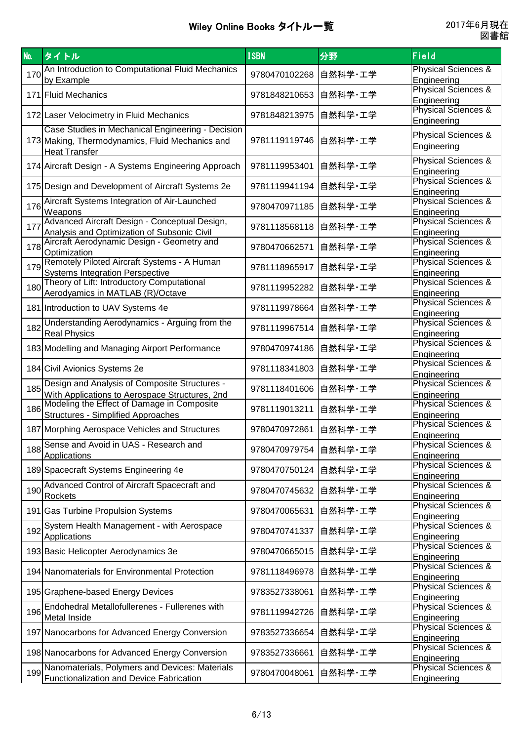# Wiley Online Books タイトル一覧

2017年6月現在
図書館

| No. | タイトル | ISBN | 分野 | Field |
|---|---|---|---|---|
| 170 | An Introduction to Computational Fluid Mechanics by Example | 9780470102268 | 自然科学･工学 | Physical Sciences & Engineering |
| 171 | Fluid Mechanics | 9781848210653 | 自然科学･工学 | Physical Sciences & Engineering |
| 172 | Laser Velocimetry in Fluid Mechanics | 9781848213975 | 自然科学･工学 | Physical Sciences & Engineering |
| 173 | Case Studies in Mechanical Engineering - Decision Making, Thermodynamics, Fluid Mechanics and Heat Transfer | 9781119119746 | 自然科学･工学 | Physical Sciences & Engineering |
| 174 | Aircraft Design - A Systems Engineering Approach | 9781119953401 | 自然科学･工学 | Physical Sciences & Engineering |
| 175 | Design and Development of Aircraft Systems 2e | 9781119941194 | 自然科学･工学 | Physical Sciences & Engineering |
| 176 | Aircraft Systems Integration of Air-Launched Weapons | 9780470971185 | 自然科学･工学 | Physical Sciences & Engineering |
| 177 | Advanced Aircraft Design - Conceptual Design, Analysis and Optimization of Subsonic Civil | 9781118568118 | 自然科学･工学 | Physical Sciences & Engineering |
| 178 | Aircraft Aerodynamic Design - Geometry and Optimization | 9780470662571 | 自然科学･工学 | Physical Sciences & Engineering |
| 179 | Remotely Piloted Aircraft Systems - A Human Systems Integration Perspective | 9781118965917 | 自然科学･工学 | Physical Sciences & Engineering |
| 180 | Theory of Lift: Introductory Computational Aerodyamics in MATLAB (R)/Octave | 9781119952282 | 自然科学･工学 | Physical Sciences & Engineering |
| 181 | Introduction to UAV Systems 4e | 9781119978664 | 自然科学･工学 | Physical Sciences & Engineering |
| 182 | Understanding Aerodynamics - Arguing from the Real Physics | 9781119967514 | 自然科学･工学 | Physical Sciences & Engineering |
| 183 | Modelling and Managing Airport Performance | 9780470974186 | 自然科学･工学 | Physical Sciences & Engineering |
| 184 | Civil Avionics Systems 2e | 9781118341803 | 自然科学･工学 | Physical Sciences & Engineering |
| 185 | Design and Analysis of Composite Structures - With Applications to Aerospace Structures, 2nd | 9781118401606 | 自然科学･工学 | Physical Sciences & Engineering |
| 186 | Modeling the Effect of Damage in Composite Structures - Simplified Approaches | 9781119013211 | 自然科学･工学 | Physical Sciences & Engineering |
| 187 | Morphing Aerospace Vehicles and Structures | 9780470972861 | 自然科学･工学 | Physical Sciences & Engineering |
| 188 | Sense and Avoid in UAS - Research and Applications | 9780470979754 | 自然科学･工学 | Physical Sciences & Engineering |
| 189 | Spacecraft Systems Engineering 4e | 9780470750124 | 自然科学･工学 | Physical Sciences & Engineering |
| 190 | Advanced Control of Aircraft Spacecraft and Rockets | 9780470745632 | 自然科学･工学 | Physical Sciences & Engineering |
| 191 | Gas Turbine Propulsion Systems | 9780470065631 | 自然科学･工学 | Physical Sciences & Engineering |
| 192 | System Health Management - with Aerospace Applications | 9780470741337 | 自然科学･工学 | Physical Sciences & Engineering |
| 193 | Basic Helicopter Aerodynamics 3e | 9780470665015 | 自然科学･工学 | Physical Sciences & Engineering |
| 194 | Nanomaterials for Environmental Protection | 9781118496978 | 自然科学･工学 | Physical Sciences & Engineering |
| 195 | Graphene-based Energy Devices | 9783527338061 | 自然科学･工学 | Physical Sciences & Engineering |
| 196 | Endohedral Metallofullerenes - Fullerenes with Metal Inside | 9781119942726 | 自然科学･工学 | Physical Sciences & Engineering |
| 197 | Nanocarbons for Advanced Energy Conversion | 9783527336654 | 自然科学･工学 | Physical Sciences & Engineering |
| 198 | Nanocarbons for Advanced Energy Conversion | 9783527336661 | 自然科学･工学 | Physical Sciences & Engineering |
| 199 | Nanomaterials, Polymers and Devices: Materials Functionalization and Device Fabrication | 9780470048061 | 自然科学･工学 | Physical Sciences & Engineering |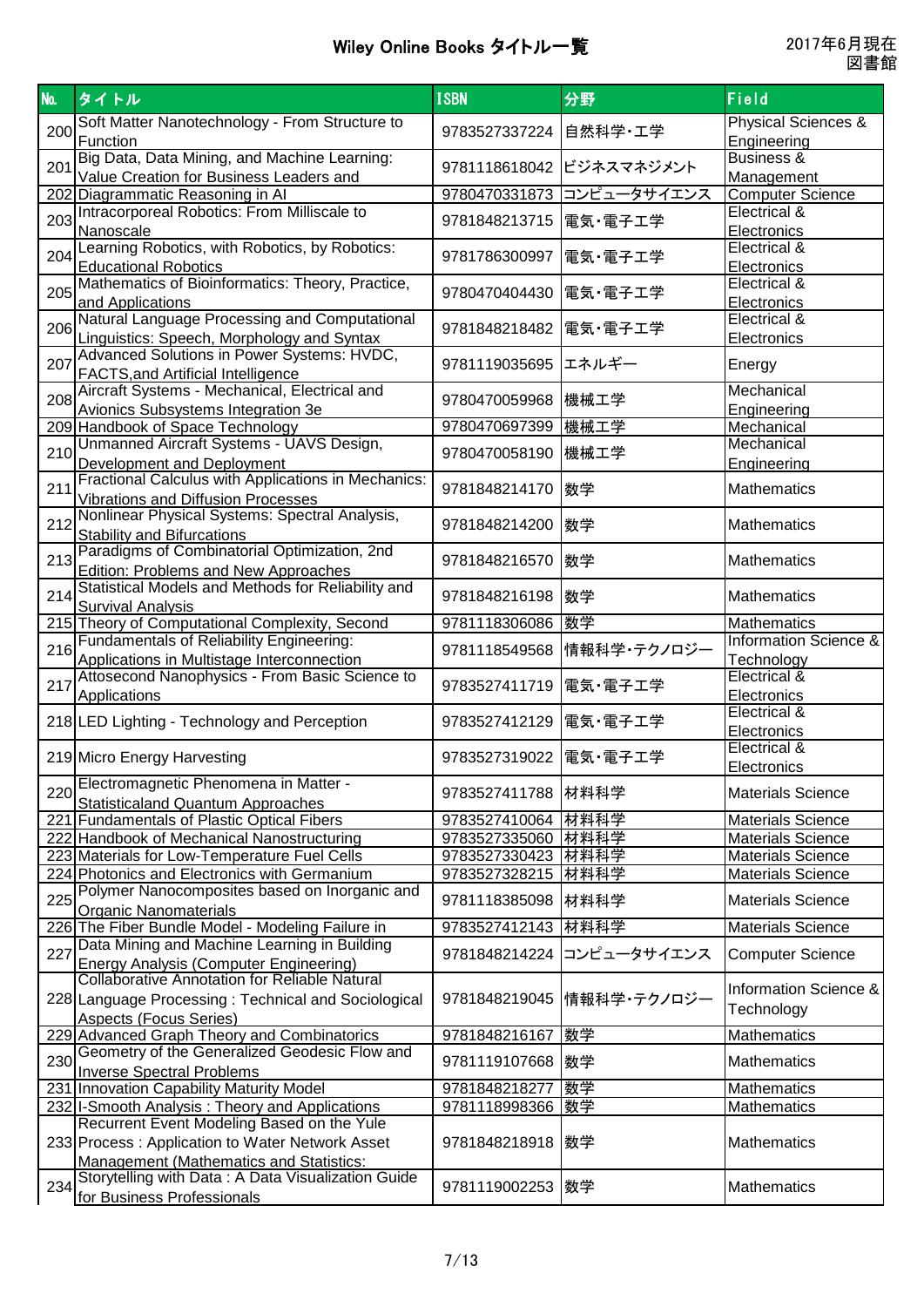# Wiley Online Books タイトル一覧

2017年6月現在
図書館

| No. | タイトル | ISBN | 分野 | Field |
|---|---|---|---|---|
| 200 | Soft Matter Nanotechnology - From Structure to Function | 9783527337224 | 自然科学･工学 | Physical Sciences & Engineering |
| 201 | Big Data, Data Mining, and Machine Learning: Value Creation for Business Leaders and | 9781118618042 | ビジネスマネジメント | Business & Management |
| 202 | Diagrammatic Reasoning in AI | 9780470331873 | コンピュータサイエンス | Computer Science |
| 203 | Intracorporeal Robotics: From Milliscale to Nanoscale | 9781848213715 | 電気･電子工学 | Electrical & Electronics |
| 204 | Learning Robotics, with Robotics, by Robotics: Educational Robotics | 9781786300997 | 電気･電子工学 | Electrical & Electronics |
| 205 | Mathematics of Bioinformatics: Theory, Practice, and Applications | 9780470404430 | 電気･電子工学 | Electrical & Electronics |
| 206 | Natural Language Processing and Computational Linguistics: Speech, Morphology and Syntax | 9781848218482 | 電気･電子工学 | Electrical & Electronics |
| 207 | Advanced Solutions in Power Systems: HVDC, FACTS,and Artificial Intelligence | 9781119035695 | エネルギー | Energy |
| 208 | Aircraft Systems - Mechanical, Electrical and Avionics Subsystems Integration 3e | 9780470059968 | 機械工学 | Mechanical Engineering |
| 209 | Handbook of Space Technology | 9780470697399 | 機械工学 | Mechanical |
| 210 | Unmanned Aircraft Systems - UAVS Design, Development and Deployment | 9780470058190 | 機械工学 | Mechanical Engineering |
| 211 | Fractional Calculus with Applications in Mechanics: Vibrations and Diffusion Processes | 9781848214170 | 数学 | Mathematics |
| 212 | Nonlinear Physical Systems: Spectral Analysis, Stability and Bifurcations | 9781848214200 | 数学 | Mathematics |
| 213 | Paradigms of Combinatorial Optimization, 2nd Edition: Problems and New Approaches | 9781848216570 | 数学 | Mathematics |
| 214 | Statistical Models and Methods for Reliability and Survival Analysis | 9781848216198 | 数学 | Mathematics |
| 215 | Theory of Computational Complexity, Second | 9781118306086 | 数学 | Mathematics |
| 216 | Fundamentals of Reliability Engineering: Applications in Multistage Interconnection | 9781118549568 | 情報科学･テクノロジー | Information Science & Technology |
| 217 | Attosecond Nanophysics - From Basic Science to Applications | 9783527411719 | 電気･電子工学 | Electrical & Electronics |
| 218 | LED Lighting - Technology and Perception | 9783527412129 | 電気･電子工学 | Electrical & Electronics |
| 219 | Micro Energy Harvesting | 9783527319022 | 電気･電子工学 | Electrical & Electronics |
| 220 | Electromagnetic Phenomena in Matter - Statisticaland Quantum Approaches | 9783527411788 | 材料科学 | Materials Science |
| 221 | Fundamentals of Plastic Optical Fibers | 9783527410064 | 材料科学 | Materials Science |
| 222 | Handbook of Mechanical Nanostructuring | 9783527335060 | 材料科学 | Materials Science |
| 223 | Materials for Low-Temperature Fuel Cells | 9783527330423 | 材料科学 | Materials Science |
| 224 | Photonics and Electronics with Germanium | 9783527328215 | 材料科学 | Materials Science |
| 225 | Polymer Nanocomposites based on Inorganic and Organic Nanomaterials | 9781118385098 | 材料科学 | Materials Science |
| 226 | The Fiber Bundle Model - Modeling Failure in | 9783527412143 | 材料科学 | Materials Science |
| 227 | Data Mining and Machine Learning in Building Energy Analysis (Computer Engineering) | 9781848214224 | コンピュータサイエンス | Computer Science |
| 228 | Collaborative Annotation for Reliable Natural Language Processing : Technical and Sociological Aspects (Focus Series) | 9781848219045 | 情報科学･テクノロジー | Information Science & Technology |
| 229 | Advanced Graph Theory and Combinatorics | 9781848216167 | 数学 | Mathematics |
| 230 | Geometry of the Generalized Geodesic Flow and Inverse Spectral Problems | 9781119107668 | 数学 | Mathematics |
| 231 | Innovation Capability Maturity Model | 9781848218277 | 数学 | Mathematics |
| 232 | I-Smooth Analysis : Theory and Applications | 9781118998366 | 数学 | Mathematics |
| 233 | Recurrent Event Modeling Based on the Yule Process : Application to Water Network Asset Management (Mathematics and Statistics: | 9781848218918 | 数学 | Mathematics |
| 234 | Storytelling with Data : A Data Visualization Guide for Business Professionals | 9781119002253 | 数学 | Mathematics |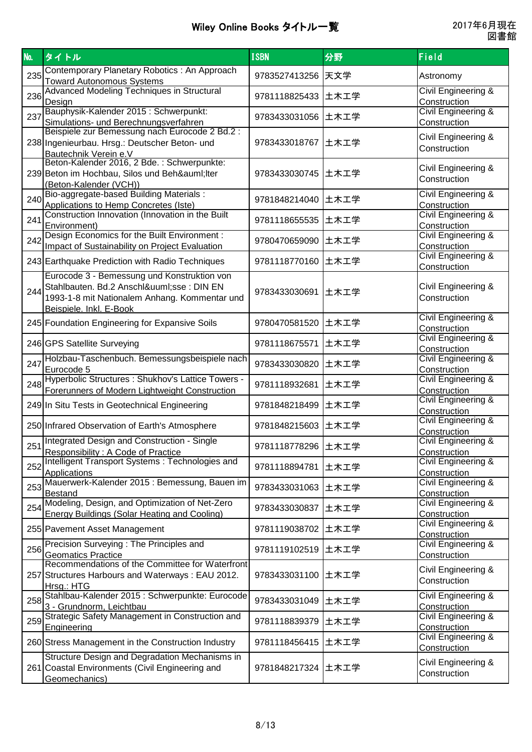# Wiley Online Books タイトル一覧

2017年6月現在
図書館

| No. | タイトル | ISBN | 分野 | Field |
|---|---|---|---|---|
| 235 | Contemporary Planetary Robotics : An Approach Toward Autonomous Systems | 9783527413256 | 天文学 | Astronomy |
| 236 | Advanced Modeling Techniques in Structural Design | 9781118825433 | 土木工学 | Civil Engineering & Construction |
| 237 | Bauphysik-Kalender 2015 : Schwerpunkt: Simulations- und Berechnungsverfahren | 9783433031056 | 土木工学 | Civil Engineering & Construction |
| 238 | Beispiele zur Bemessung nach Eurocode 2 Bd.2 : Ingenieurbau. Hrsg.: Deutscher Beton- und Bautechnik Verein e.V | 9783433018767 | 土木工学 | Civil Engineering & Construction |
| 239 | Beton-Kalender 2016, 2 Bde. : Schwerpunkte: Beton im Hochbau, Silos und Beh&auml;lter (Beton-Kalender (VCH)) | 9783433030745 | 土木工学 | Civil Engineering & Construction |
| 240 | Bio-aggregate-based Building Materials : Applications to Hemp Concretes (Iste) | 9781848214040 | 土木工学 | Civil Engineering & Construction |
| 241 | Construction Innovation (Innovation in the Built Environment) | 9781118655535 | 土木工学 | Civil Engineering & Construction |
| 242 | Design Economics for the Built Environment : Impact of Sustainability on Project Evaluation | 9780470659090 | 土木工学 | Civil Engineering & Construction |
| 243 | Earthquake Prediction with Radio Techniques | 9781118770160 | 土木工学 | Civil Engineering & Construction |
| 244 | Eurocode 3 - Bemessung und Konstruktion von Stahlbauten. Bd.2 Anschl&uuml;sse : DIN EN 1993-1-8 mit Nationalem Anhang. Kommentar und Beispiele. Inkl. E-Book | 9783433030691 | 土木工学 | Civil Engineering & Construction |
| 245 | Foundation Engineering for Expansive Soils | 9780470581520 | 土木工学 | Civil Engineering & Construction |
| 246 | GPS Satellite Surveying | 9781118675571 | 土木工学 | Civil Engineering & Construction |
| 247 | Holzbau-Taschenbuch. Bemessungsbeispiele nach Eurocode 5 | 9783433030820 | 土木工学 | Civil Engineering & Construction |
| 248 | Hyperbolic Structures : Shukhov's Lattice Towers - Forerunners of Modern Lightweight Construction | 9781118932681 | 土木工学 | Civil Engineering & Construction |
| 249 | In Situ Tests in Geotechnical Engineering | 9781848218499 | 土木工学 | Civil Engineering & Construction |
| 250 | Infrared Observation of Earth's Atmosphere | 9781848215603 | 土木工学 | Civil Engineering & Construction |
| 251 | Integrated Design and Construction - Single Responsibility : A Code of Practice | 9781118778296 | 土木工学 | Civil Engineering & Construction |
| 252 | Intelligent Transport Systems : Technologies and Applications | 9781118894781 | 土木工学 | Civil Engineering & Construction |
| 253 | Mauerwerk-Kalender 2015 : Bemessung, Bauen im Bestand | 9783433031063 | 土木工学 | Civil Engineering & Construction |
| 254 | Modeling, Design, and Optimization of Net-Zero Energy Buildings (Solar Heating and Cooling) | 9783433030837 | 土木工学 | Civil Engineering & Construction |
| 255 | Pavement Asset Management | 9781119038702 | 土木工学 | Civil Engineering & Construction |
| 256 | Precision Surveying : The Principles and Geomatics Practice | 9781119102519 | 土木工学 | Civil Engineering & Construction |
| 257 | Recommendations of the Committee for Waterfront Structures Harbours and Waterways : EAU 2012. Hrsg.: HTG | 9783433031100 | 土木工学 | Civil Engineering & Construction |
| 258 | Stahlbau-Kalender 2015 : Schwerpunkte: Eurocode 3 - Grundnorm, Leichtbau | 9783433031049 | 土木工学 | Civil Engineering & Construction |
| 259 | Strategic Safety Management in Construction and Engineering | 9781118839379 | 土木工学 | Civil Engineering & Construction |
| 260 | Stress Management in the Construction Industry | 9781118456415 | 土木工学 | Civil Engineering & Construction |
| 261 | Structure Design and Degradation Mechanisms in Coastal Environments (Civil Engineering and Geomechanics) | 9781848217324 | 土木工学 | Civil Engineering & Construction |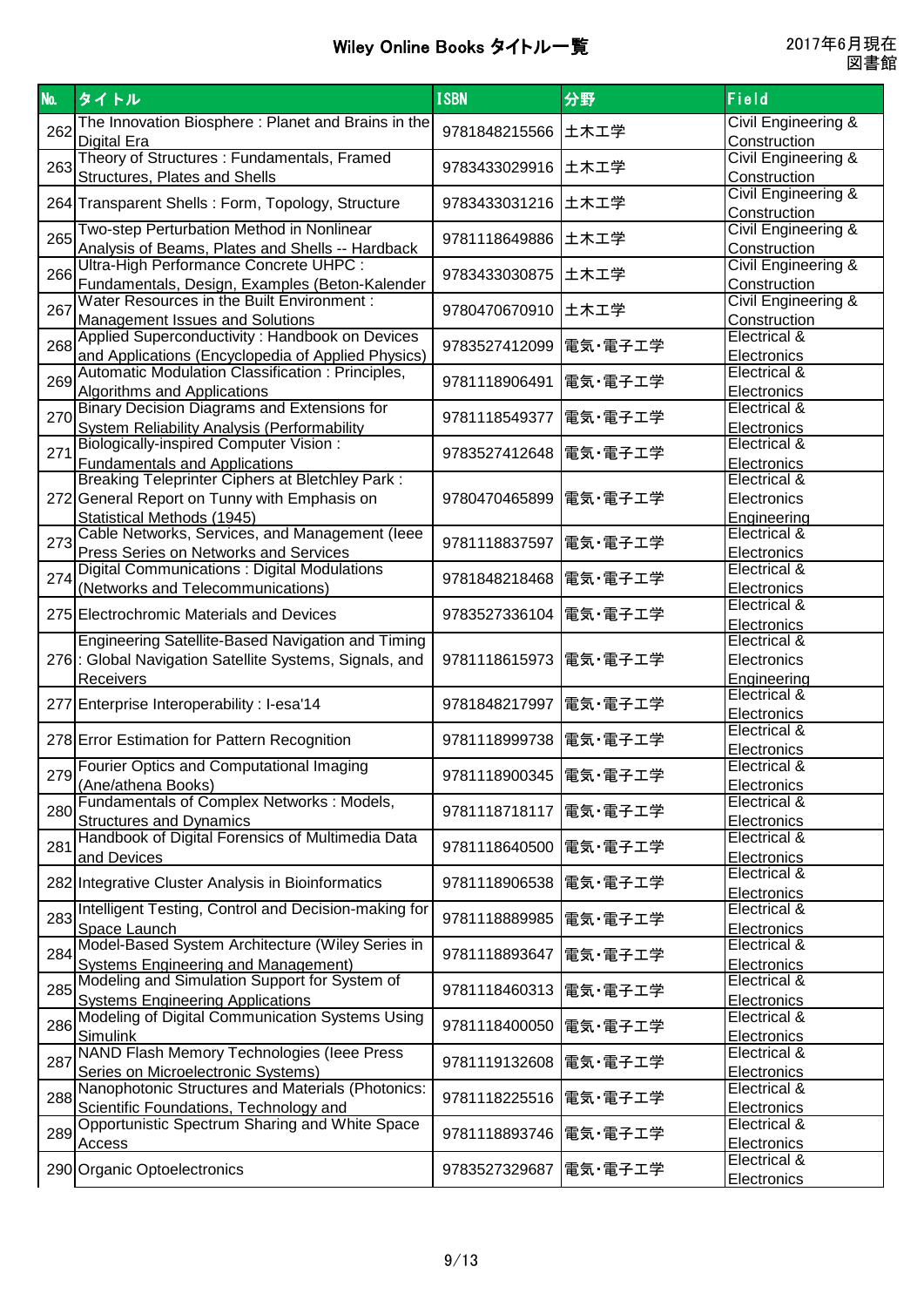# Wiley Online Books タイトル一覧

2017年6月現在
図書館

| No. | タイトル | ISBN | 分野 | Field |
|---|---|---|---|---|
| 262 | The Innovation Biosphere : Planet and Brains in the Digital Era | 9781848215566 | 土木工学 | Civil Engineering & Construction |
| 263 | Theory of Structures : Fundamentals, Framed Structures, Plates and Shells | 9783433029916 | 土木工学 | Civil Engineering & Construction |
| 264 | Transparent Shells : Form, Topology, Structure | 9783433031216 | 土木工学 | Civil Engineering & Construction |
| 265 | Two-step Perturbation Method in Nonlinear Analysis of Beams, Plates and Shells -- Hardback | 9781118649886 | 土木工学 | Civil Engineering & Construction |
| 266 | Ultra-High Performance Concrete UHPC : Fundamentals, Design, Examples (Beton-Kalender | 9783433030875 | 土木工学 | Civil Engineering & Construction |
| 267 | Water Resources in the Built Environment : Management Issues and Solutions | 9780470670910 | 土木工学 | Civil Engineering & Construction |
| 268 | Applied Superconductivity : Handbook on Devices and Applications (Encyclopedia of Applied Physics) | 9783527412099 | 電気・電子工学 | Electrical & Electronics |
| 269 | Automatic Modulation Classification : Principles, Algorithms and Applications | 9781118906491 | 電気・電子工学 | Electrical & Electronics |
| 270 | Binary Decision Diagrams and Extensions for System Reliability Analysis (Performability | 9781118549377 | 電気・電子工学 | Electrical & Electronics |
| 271 | Biologically-inspired Computer Vision : Fundamentals and Applications | 9783527412648 | 電気・電子工学 | Electrical & Electronics |
| 272 | Breaking Teleprinter Ciphers at Bletchley Park : General Report on Tunny with Emphasis on Statistical Methods (1945) | 9780470465899 | 電気・電子工学 | Electrical & Electronics Engineering |
| 273 | Cable Networks, Services, and Management (Ieee Press Series on Networks and Services | 9781118837597 | 電気・電子工学 | Electrical & Electronics |
| 274 | Digital Communications : Digital Modulations (Networks and Telecommunications) | 9781848218468 | 電気・電子工学 | Electrical & Electronics |
| 275 | Electrochromic Materials and Devices | 9783527336104 | 電気・電子工学 | Electrical & Electronics |
| 276 | Engineering Satellite-Based Navigation and Timing : Global Navigation Satellite Systems, Signals, and Receivers | 9781118615973 | 電気・電子工学 | Electrical & Electronics Engineering |
| 277 | Enterprise Interoperability : I-esa'14 | 9781848217997 | 電気・電子工学 | Electrical & Electronics |
| 278 | Error Estimation for Pattern Recognition | 9781118999738 | 電気・電子工学 | Electrical & Electronics |
| 279 | Fourier Optics and Computational Imaging (Ane/athena Books) | 9781118900345 | 電気・電子工学 | Electrical & Electronics |
| 280 | Fundamentals of Complex Networks : Models, Structures and Dynamics | 9781118718117 | 電気・電子工学 | Electrical & Electronics |
| 281 | Handbook of Digital Forensics of Multimedia Data and Devices | 9781118640500 | 電気・電子工学 | Electrical & Electronics |
| 282 | Integrative Cluster Analysis in Bioinformatics | 9781118906538 | 電気・電子工学 | Electrical & Electronics |
| 283 | Intelligent Testing, Control and Decision-making for Space Launch | 9781118889985 | 電気・電子工学 | Electrical & Electronics |
| 284 | Model-Based System Architecture (Wiley Series in Systems Engineering and Management) | 9781118893647 | 電気・電子工学 | Electrical & Electronics |
| 285 | Modeling and Simulation Support for System of Systems Engineering Applications | 9781118460313 | 電気・電子工学 | Electrical & Electronics |
| 286 | Modeling of Digital Communication Systems Using Simulink | 9781118400050 | 電気・電子工学 | Electrical & Electronics |
| 287 | NAND Flash Memory Technologies (Ieee Press Series on Microelectronic Systems) | 9781119132608 | 電気・電子工学 | Electrical & Electronics |
| 288 | Nanophotonic Structures and Materials (Photonics: Scientific Foundations, Technology and | 9781118225516 | 電気・電子工学 | Electrical & Electronics |
| 289 | Opportunistic Spectrum Sharing and White Space Access | 9781118893746 | 電気・電子工学 | Electrical & Electronics |
| 290 | Organic Optoelectronics | 9783527329687 | 電気・電子工学 | Electrical & Electronics |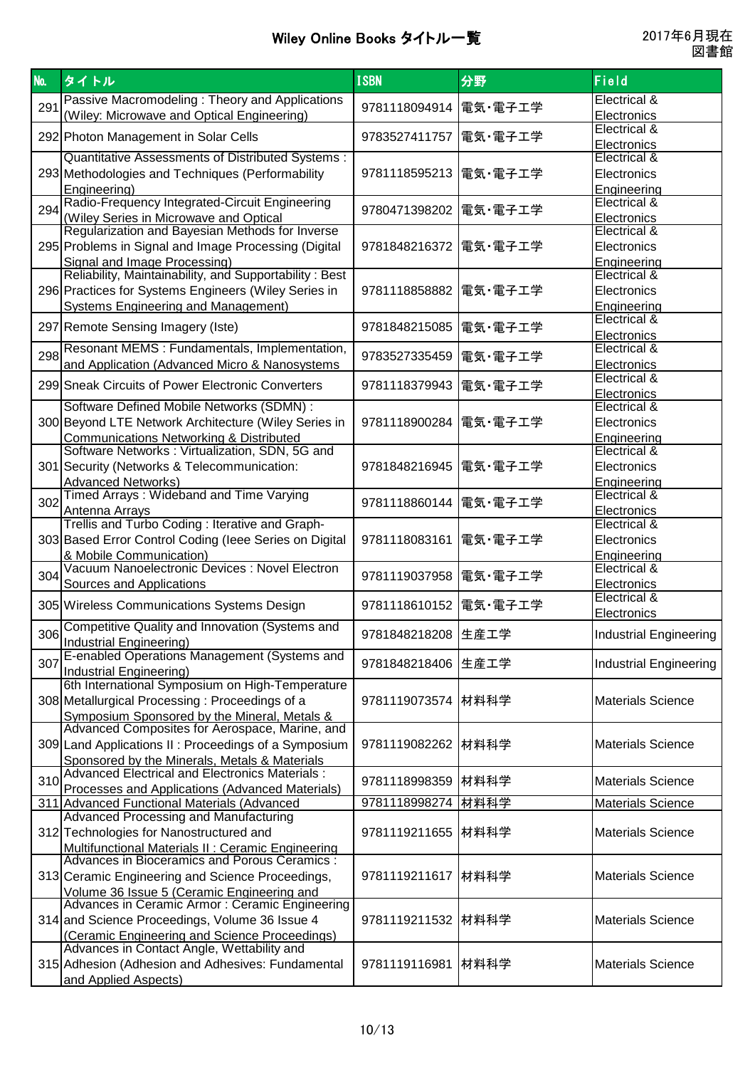# Wiley Online Books タイトル一覧

2017年6月現在
図書館

| No. | タイトル | ISBN | 分野 | Field |
|---|---|---|---|---|
| 291 | Passive Macromodeling : Theory and Applications (Wiley: Microwave and Optical Engineering) | 9781118094914 | 電気･電子工学 | Electrical & Electronics |
| 292 | Photon Management in Solar Cells | 9783527411757 | 電気･電子工学 | Electrical & Electronics |
| 293 | Quantitative Assessments of Distributed Systems : Methodologies and Techniques (Performability Engineering) | 9781118595213 | 電気･電子工学 | Electrical & Electronics Engineering |
| 294 | Radio-Frequency Integrated-Circuit Engineering (Wiley Series in Microwave and Optical | 9780471398202 | 電気･電子工学 | Electrical & Electronics |
| 295 | Regularization and Bayesian Methods for Inverse Problems in Signal and Image Processing (Digital Signal and Image Processing) | 9781848216372 | 電気･電子工学 | Electrical & Electronics Engineering |
| 296 | Reliability, Maintainability, and Supportability : Best Practices for Systems Engineers (Wiley Series in Systems Engineering and Management) | 9781118858882 | 電気･電子工学 | Electrical & Electronics Engineering |
| 297 | Remote Sensing Imagery (Iste) | 9781848215085 | 電気･電子工学 | Electrical & Electronics |
| 298 | Resonant MEMS : Fundamentals, Implementation, and Application (Advanced Micro & Nanosystems | 9783527335459 | 電気･電子工学 | Electrical & Electronics |
| 299 | Sneak Circuits of Power Electronic Converters | 9781118379943 | 電気･電子工学 | Electrical & Electronics |
| 300 | Software Defined Mobile Networks (SDMN) : Beyond LTE Network Architecture (Wiley Series in Communications Networking & Distributed | 9781118900284 | 電気･電子工学 | Electrical & Electronics Engineering |
| 301 | Software Networks : Virtualization, SDN, 5G and Security (Networks & Telecommunication: Advanced Networks) | 9781848216945 | 電気･電子工学 | Electrical & Electronics Engineering |
| 302 | Timed Arrays : Wideband and Time Varying Antenna Arrays | 9781118860144 | 電気･電子工学 | Electrical & Electronics |
| 303 | Trellis and Turbo Coding : Iterative and Graph-Based Error Control Coding (Ieee Series on Digital & Mobile Communication) | 9781118083161 | 電気･電子工学 | Electrical & Electronics Engineering |
| 304 | Vacuum Nanoelectronic Devices : Novel Electron Sources and Applications | 9781119037958 | 電気･電子工学 | Electrical & Electronics |
| 305 | Wireless Communications Systems Design | 9781118610152 | 電気･電子工学 | Electrical & Electronics |
| 306 | Competitive Quality and Innovation (Systems and Industrial Engineering) | 9781848218208 | 生産工学 | Industrial Engineering |
| 307 | E-enabled Operations Management (Systems and Industrial Engineering) | 9781848218406 | 生産工学 | Industrial Engineering |
| 308 | 6th International Symposium on High-Temperature Metallurgical Processing : Proceedings of a Symposium Sponsored by the Mineral, Metals & | 9781119073574 | 材料科学 | Materials Science |
| 309 | Advanced Composites for Aerospace, Marine, and Land Applications II : Proceedings of a Symposium Sponsored by the Minerals, Metals & Materials | 9781119082262 | 材料科学 | Materials Science |
| 310 | Advanced Electrical and Electronics Materials : Processes and Applications (Advanced Materials) | 9781118998359 | 材料科学 | Materials Science |
| 311 | Advanced Functional Materials (Advanced | 9781118998274 | 材料科学 | Materials Science |
| 312 | Advanced Processing and Manufacturing Technologies for Nanostructured and Multifunctional Materials II : Ceramic Engineering | 9781119211655 | 材料科学 | Materials Science |
| 313 | Advances in Bioceramics and Porous Ceramics : Ceramic Engineering and Science Proceedings, Volume 36 Issue 5 (Ceramic Engineering and | 9781119211617 | 材料科学 | Materials Science |
| 314 | Advances in Ceramic Armor : Ceramic Engineering and Science Proceedings, Volume 36 Issue 4 (Ceramic Engineering and Science Proceedings) | 9781119211532 | 材料科学 | Materials Science |
| 315 | Advances in Contact Angle, Wettability and Adhesion (Adhesion and Adhesives: Fundamental and Applied Aspects) | 9781119116981 | 材料科学 | Materials Science |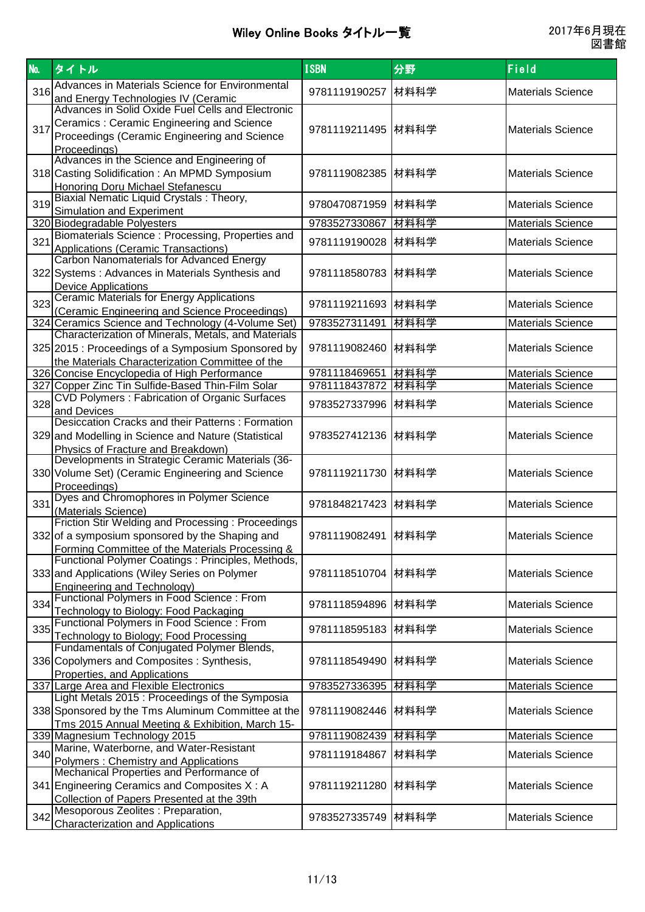# Wiley Online Books タイトル一覧

2017年6月現在
図書館

| No. | タイトル | ISBN | 分野 | Field |
|---|---|---|---|---|
| 316 | Advances in Materials Science for Environmental and Energy Technologies IV (Ceramic | 9781119190257 | 材料科学 | Materials Science |
| 317 | Advances in Solid Oxide Fuel Cells and Electronic Ceramics : Ceramic Engineering and Science Proceedings (Ceramic Engineering and Science Proceedings) | 9781119211495 | 材料科学 | Materials Science |
| 318 | Advances in the Science and Engineering of Casting Solidification : An MPMD Symposium Honoring Doru Michael Stefanescu | 9781119082385 | 材料科学 | Materials Science |
| 319 | Biaxial Nematic Liquid Crystals : Theory, Simulation and Experiment | 9780470871959 | 材料科学 | Materials Science |
| 320 | Biodegradable Polyesters | 9783527330867 | 材料科学 | Materials Science |
| 321 | Biomaterials Science : Processing, Properties and Applications (Ceramic Transactions) | 9781119190028 | 材料科学 | Materials Science |
| 322 | Carbon Nanomaterials for Advanced Energy Systems : Advances in Materials Synthesis and Device Applications | 9781118580783 | 材料科学 | Materials Science |
| 323 | Ceramic Materials for Energy Applications (Ceramic Engineering and Science Proceedings) | 9781119211693 | 材料科学 | Materials Science |
| 324 | Ceramics Science and Technology (4-Volume Set) | 9783527311491 | 材料科学 | Materials Science |
| 325 | Characterization of Minerals, Metals, and Materials 2015 : Proceedings of a Symposium Sponsored by the Materials Characterization Committee of the | 9781119082460 | 材料科学 | Materials Science |
| 326 | Concise Encyclopedia of High Performance | 9781118469651 | 材料科学 | Materials Science |
| 327 | Copper Zinc Tin Sulfide-Based Thin-Film Solar | 9781118437872 | 材料科学 | Materials Science |
| 328 | CVD Polymers : Fabrication of Organic Surfaces and Devices | 9783527337996 | 材料科学 | Materials Science |
| 329 | Desiccation Cracks and their Patterns : Formation and Modelling in Science and Nature (Statistical Physics of Fracture and Breakdown) | 9783527412136 | 材料科学 | Materials Science |
| 330 | Developments in Strategic Ceramic Materials (36-Volume Set) (Ceramic Engineering and Science Proceedings) | 9781119211730 | 材料科学 | Materials Science |
| 331 | Dyes and Chromophores in Polymer Science (Materials Science) | 9781848217423 | 材料科学 | Materials Science |
| 332 | Friction Stir Welding and Processing : Proceedings of a symposium sponsored by the Shaping and Forming Committee of the Materials Processing & | 9781119082491 | 材料科学 | Materials Science |
| 333 | Functional Polymer Coatings : Principles, Methods, and Applications (Wiley Series on Polymer Engineering and Technology) | 9781118510704 | 材料科学 | Materials Science |
| 334 | Functional Polymers in Food Science : From Technology to Biology: Food Packaging | 9781118594896 | 材料科学 | Materials Science |
| 335 | Functional Polymers in Food Science : From Technology to Biology; Food Processing | 9781118595183 | 材料科学 | Materials Science |
| 336 | Fundamentals of Conjugated Polymer Blends, Copolymers and Composites : Synthesis, Properties, and Applications | 9781118549490 | 材料科学 | Materials Science |
| 337 | Large Area and Flexible Electronics | 9783527336395 | 材料科学 | Materials Science |
| 338 | Light Metals 2015 : Proceedings of the Symposia Sponsored by the Tms Aluminum Committee at the Tms 2015 Annual Meeting & Exhibition, March 15- | 9781119082446 | 材料科学 | Materials Science |
| 339 | Magnesium Technology 2015 | 9781119082439 | 材料科学 | Materials Science |
| 340 | Marine, Waterborne, and Water-Resistant Polymers : Chemistry and Applications | 9781119184867 | 材料科学 | Materials Science |
| 341 | Mechanical Properties and Performance of Engineering Ceramics and Composites X : A Collection of Papers Presented at the 39th | 9781119211280 | 材料科学 | Materials Science |
| 342 | Mesoporous Zeolites : Preparation, Characterization and Applications | 9783527335749 | 材料科学 | Materials Science |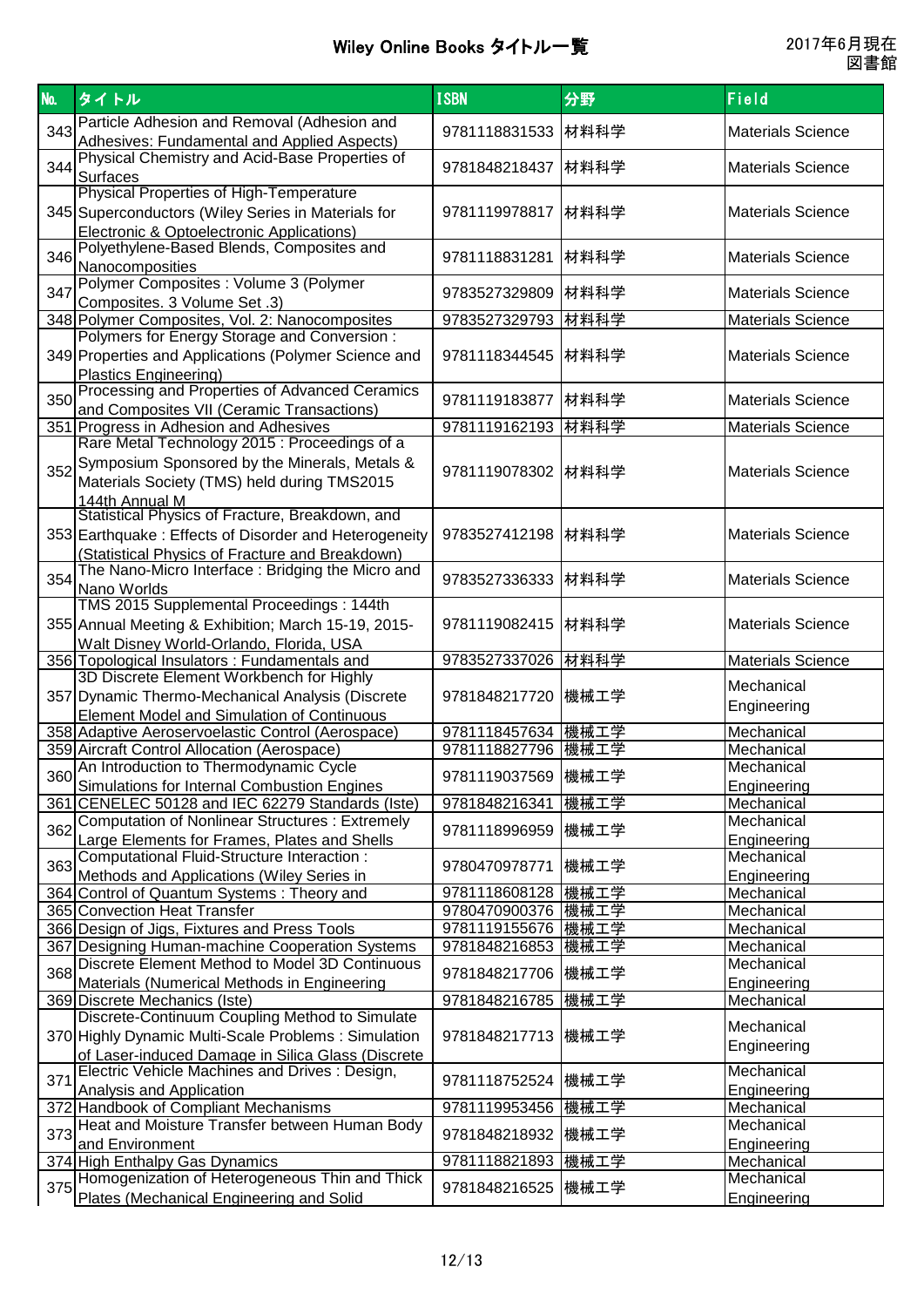# Wiley Online Books タイトル一覧

2017年6月現在
図書館

| No. | タイトル | ISBN | 分野 | Field |
|---|---|---|---|---|
| 343 | Particle Adhesion and Removal (Adhesion and Adhesives: Fundamental and Applied Aspects) | 9781118831533 | 材料科学 | Materials Science |
| 344 | Physical Chemistry and Acid-Base Properties of Surfaces | 9781848218437 | 材料科学 | Materials Science |
| 345 | Physical Properties of High-Temperature Superconductors (Wiley Series in Materials for Electronic & Optoelectronic Applications) | 9781119978817 | 材料科学 | Materials Science |
| 346 | Polyethylene-Based Blends, Composites and Nanocomposities | 9781118831281 | 材料科学 | Materials Science |
| 347 | Polymer Composites : Volume 3 (Polymer Composites. 3 Volume Set .3) | 9783527329809 | 材料科学 | Materials Science |
| 348 | Polymer Composites, Vol. 2: Nanocomposites | 9783527329793 | 材料科学 | Materials Science |
| 349 | Polymers for Energy Storage and Conversion : Properties and Applications (Polymer Science and Plastics Engineering) | 9781118344545 | 材料科学 | Materials Science |
| 350 | Processing and Properties of Advanced Ceramics and Composites VII (Ceramic Transactions) | 9781119183877 | 材料科学 | Materials Science |
| 351 | Progress in Adhesion and Adhesives | 9781119162193 | 材料科学 | Materials Science |
| 352 | Rare Metal Technology 2015 : Proceedings of a Symposium Sponsored by the Minerals, Metals & Materials Society (TMS) held during TMS2015 144th Annual M | 9781119078302 | 材料科学 | Materials Science |
| 353 | Statistical Physics of Fracture, Breakdown, and Earthquake : Effects of Disorder and Heterogeneity (Statistical Physics of Fracture and Breakdown) | 9783527412198 | 材料科学 | Materials Science |
| 354 | The Nano-Micro Interface : Bridging the Micro and Nano Worlds | 9783527336333 | 材料科学 | Materials Science |
| 355 | TMS 2015 Supplemental Proceedings : 144th Annual Meeting & Exhibition; March 15-19, 2015-Walt Disney World-Orlando, Florida, USA | 9781119082415 | 材料科学 | Materials Science |
| 356 | Topological Insulators : Fundamentals and | 9783527337026 | 材料科学 | Materials Science |
| 357 | 3D Discrete Element Workbench for Highly Dynamic Thermo-Mechanical Analysis (Discrete Element Model and Simulation of Continuous | 9781848217720 | 機械工学 | Mechanical Engineering |
| 358 | Adaptive Aeroservoelastic Control (Aerospace) | 9781118457634 | 機械工学 | Mechanical |
| 359 | Aircraft Control Allocation (Aerospace) | 9781118827796 | 機械工学 | Mechanical |
| 360 | An Introduction to Thermodynamic Cycle Simulations for Internal Combustion Engines | 9781119037569 | 機械工学 | Mechanical Engineering |
| 361 | CENELEC 50128 and IEC 62279 Standards (Iste) | 9781848216341 | 機械工学 | Mechanical |
| 362 | Computation of Nonlinear Structures : Extremely Large Elements for Frames, Plates and Shells | 9781118996959 | 機械工学 | Mechanical Engineering |
| 363 | Computational Fluid-Structure Interaction : Methods and Applications (Wiley Series in | 9780470978771 | 機械工学 | Mechanical Engineering |
| 364 | Control of Quantum Systems : Theory and | 9781118608128 | 機械工学 | Mechanical |
| 365 | Convection Heat Transfer | 9780470900376 | 機械工学 | Mechanical |
| 366 | Design of Jigs, Fixtures and Press Tools | 9781119155676 | 機械工学 | Mechanical |
| 367 | Designing Human-machine Cooperation Systems | 9781848216853 | 機械工学 | Mechanical |
| 368 | Discrete Element Method to Model 3D Continuous Materials (Numerical Methods in Engineering | 9781848217706 | 機械工学 | Mechanical Engineering |
| 369 | Discrete Mechanics (Iste) | 9781848216785 | 機械工学 | Mechanical |
| 370 | Discrete-Continuum Coupling Method to Simulate Highly Dynamic Multi-Scale Problems : Simulation of Laser-induced Damage in Silica Glass (Discrete | 9781848217713 | 機械工学 | Mechanical Engineering |
| 371 | Electric Vehicle Machines and Drives : Design, Analysis and Application | 9781118752524 | 機械工学 | Mechanical Engineering |
| 372 | Handbook of Compliant Mechanisms | 9781119953456 | 機械工学 | Mechanical |
| 373 | Heat and Moisture Transfer between Human Body and Environment | 9781848218932 | 機械工学 | Mechanical Engineering |
| 374 | High Enthalpy Gas Dynamics | 9781118821893 | 機械工学 | Mechanical |
| 375 | Homogenization of Heterogeneous Thin and Thick Plates (Mechanical Engineering and Solid | 9781848216525 | 機械工学 | Mechanical Engineering |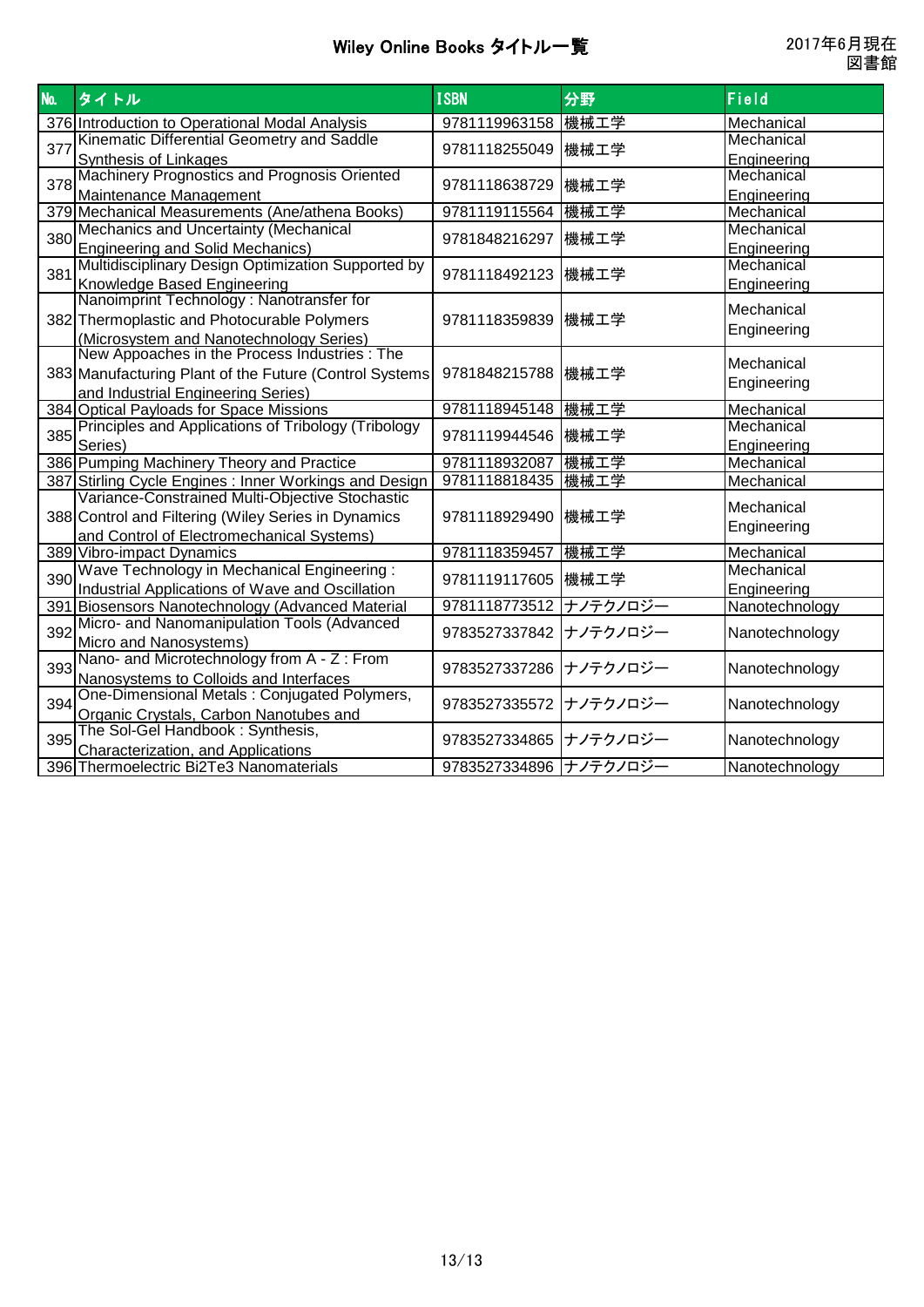# Wiley Online Books タイトル一覧

2017年6月現在
図書館

| No. | タイトル | ISBN | 分野 | Field |
|---|---|---|---|---|
| 376 | Introduction to Operational Modal Analysis | 9781119963158 | 機械工学 | Mechanical |
| 377 | Kinematic Differential Geometry and Saddle Synthesis of Linkages | 9781118255049 | 機械工学 | Mechanical Engineering |
| 378 | Machinery Prognostics and Prognosis Oriented Maintenance Management | 9781118638729 | 機械工学 | Mechanical Engineering |
| 379 | Mechanical Measurements (Ane/athena Books) | 9781119115564 | 機械工学 | Mechanical |
| 380 | Mechanics and Uncertainty (Mechanical Engineering and Solid Mechanics) | 9781848216297 | 機械工学 | Mechanical Engineering |
| 381 | Multidisciplinary Design Optimization Supported by Knowledge Based Engineering | 9781118492123 | 機械工学 | Mechanical Engineering |
| 382 | Nanoimprint Technology : Nanotransfer for Thermoplastic and Photocurable Polymers (Microsystem and Nanotechnology Series) | 9781118359839 | 機械工学 | Mechanical Engineering |
| 383 | New Appoaches in the Process Industries : The Manufacturing Plant of the Future (Control Systems and Industrial Engineering Series) | 9781848215788 | 機械工学 | Mechanical Engineering |
| 384 | Optical Payloads for Space Missions | 9781118945148 | 機械工学 | Mechanical |
| 385 | Principles and Applications of Tribology (Tribology Series) | 9781119944546 | 機械工学 | Mechanical Engineering |
| 386 | Pumping Machinery Theory and Practice | 9781118932087 | 機械工学 | Mechanical |
| 387 | Stirling Cycle Engines : Inner Workings and Design | 9781118818435 | 機械工学 | Mechanical |
| 388 | Variance-Constrained Multi-Objective Stochastic Control and Filtering (Wiley Series in Dynamics and Control of Electromechanical Systems) | 9781118929490 | 機械工学 | Mechanical Engineering |
| 389 | Vibro-impact Dynamics | 9781118359457 | 機械工学 | Mechanical |
| 390 | Wave Technology in Mechanical Engineering : Industrial Applications of Wave and Oscillation | 9781119117605 | 機械工学 | Mechanical Engineering |
| 391 | Biosensors Nanotechnology (Advanced Material | 9781118773512 | ナノテクノロジー | Nanotechnology |
| 392 | Micro- and Nanomanipulation Tools (Advanced Micro and Nanosystems) | 9783527337842 | ナノテクノロジー | Nanotechnology |
| 393 | Nano- and Microtechnology from A - Z : From Nanosystems to Colloids and Interfaces | 9783527337286 | ナノテクノロジー | Nanotechnology |
| 394 | One-Dimensional Metals : Conjugated Polymers, Organic Crystals, Carbon Nanotubes and | 9783527335572 | ナノテクノロジー | Nanotechnology |
| 395 | The Sol-Gel Handbook : Synthesis, Characterization, and Applications | 9783527334865 | ナノテクノロジー | Nanotechnology |
| 396 | Thermoelectric Bi2Te3 Nanomaterials | 9783527334896 | ナノテクノロジー | Nanotechnology |